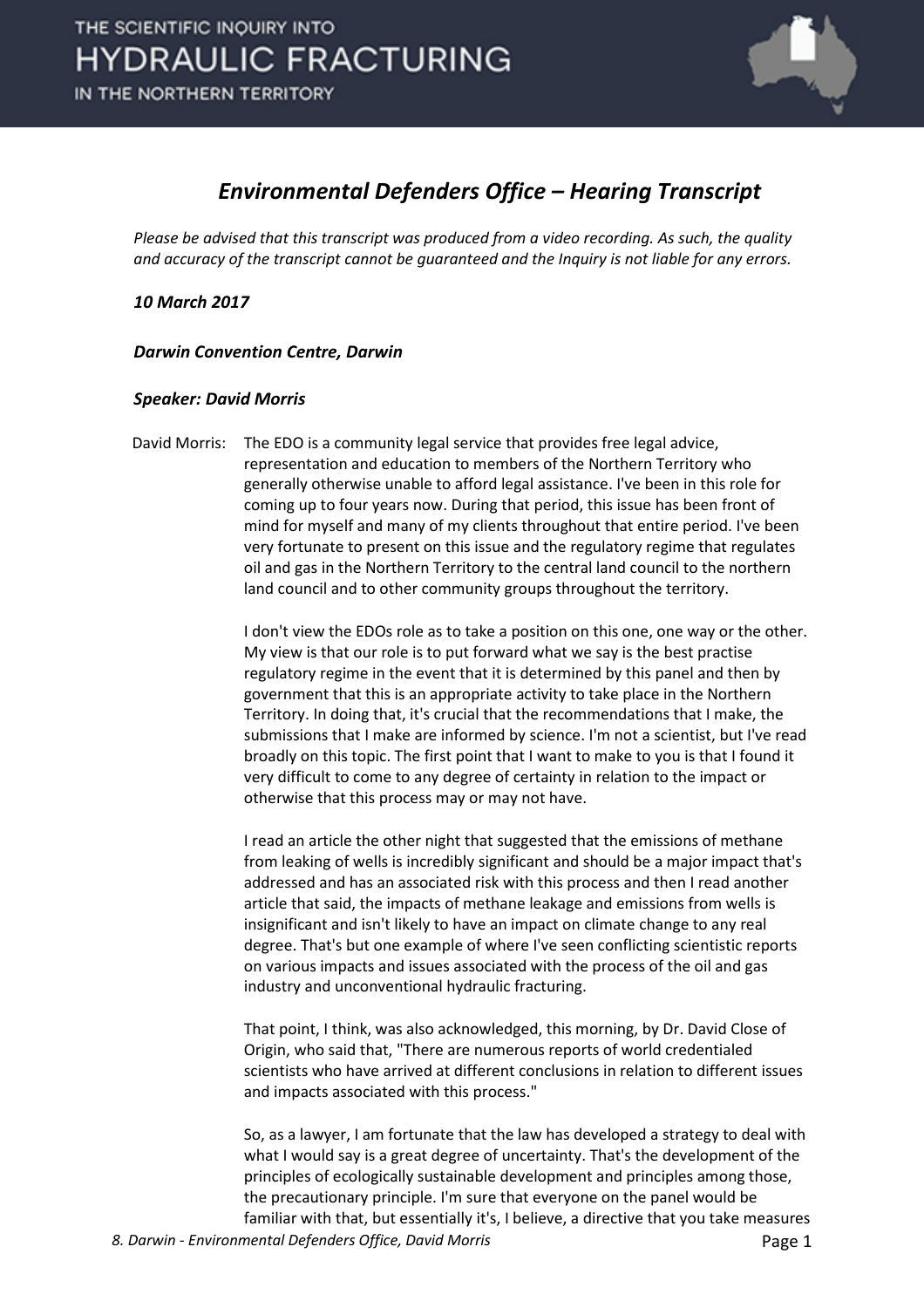# Environmental Defenders Office – Hearing Transcript

*Please be advised that this transcript was produced from a video recording. As such, the quality and accuracy of the transcript cannot be guaranteed and the Inquiry is not liable for any errors.*

***10 March 2017***

***Darwin Convention Centre, Darwin***

***Speaker: David Morris***

David Morris: The EDO is a community legal service that provides free legal advice, representation and education to members of the Northern Territory who generally otherwise unable to afford legal assistance. I've been in this role for coming up to four years now. During that period, this issue has been front of mind for myself and many of my clients throughout that entire period. I've been very fortunate to present on this issue and the regulatory regime that regulates oil and gas in the Northern Territory to the central land council to the northern land council and to other community groups throughout the territory.

I don't view the EDOs role as to take a position on this one, one way or the other. My view is that our role is to put forward what we say is the best practise regulatory regime in the event that it is determined by this panel and then by government that this is an appropriate activity to take place in the Northern Territory. In doing that, it's crucial that the recommendations that I make, the submissions that I make are informed by science. I'm not a scientist, but I've read broadly on this topic. The first point that I want to make to you is that I found it very difficult to come to any degree of certainty in relation to the impact or otherwise that this process may or may not have.

I read an article the other night that suggested that the emissions of methane from leaking of wells is incredibly significant and should be a major impact that's addressed and has an associated risk with this process and then I read another article that said, the impacts of methane leakage and emissions from wells is insignificant and isn't likely to have an impact on climate change to any real degree. That's but one example of where I've seen conflicting scientistic reports on various impacts and issues associated with the process of the oil and gas industry and unconventional hydraulic fracturing.

That point, I think, was also acknowledged, this morning, by Dr. David Close of Origin, who said that, "There are numerous reports of world credentialed scientists who have arrived at different conclusions in relation to different issues and impacts associated with this process."

So, as a lawyer, I am fortunate that the law has developed a strategy to deal with what I would say is a great degree of uncertainty. That's the development of the principles of ecologically sustainable development and principles among those, the precautionary principle. I'm sure that everyone on the panel would be familiar with that, but essentially it's, I believe, a directive that you take measures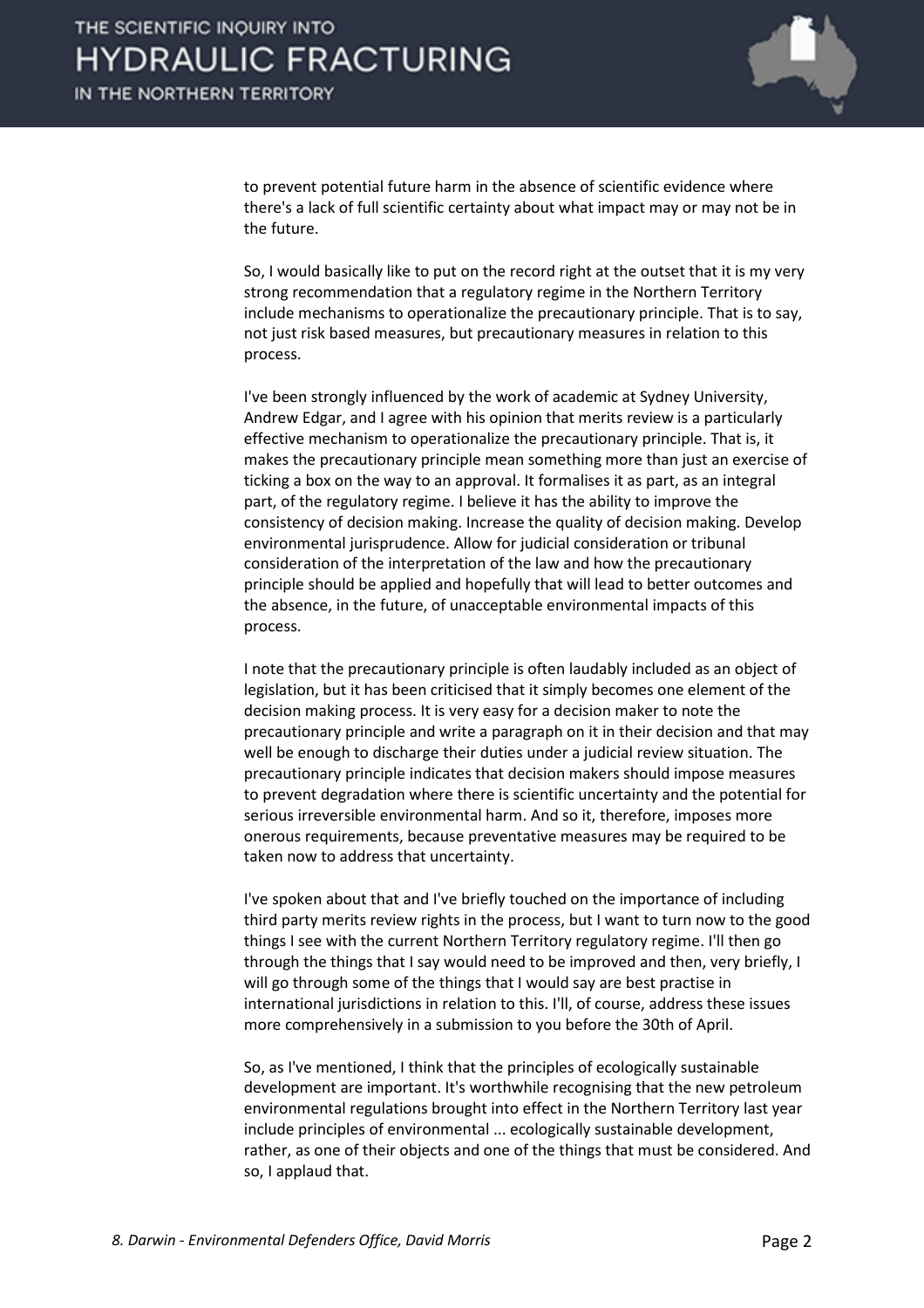to prevent potential future harm in the absence of scientific evidence where there's a lack of full scientific certainty about what impact may or may not be in the future.

So, I would basically like to put on the record right at the outset that it is my very strong recommendation that a regulatory regime in the Northern Territory include mechanisms to operationalize the precautionary principle. That is to say, not just risk based measures, but precautionary measures in relation to this process.

I've been strongly influenced by the work of academic at Sydney University, Andrew Edgar, and I agree with his opinion that merits review is a particularly effective mechanism to operationalize the precautionary principle. That is, it makes the precautionary principle mean something more than just an exercise of ticking a box on the way to an approval. It formalises it as part, as an integral part, of the regulatory regime. I believe it has the ability to improve the consistency of decision making. Increase the quality of decision making. Develop environmental jurisprudence. Allow for judicial consideration or tribunal consideration of the interpretation of the law and how the precautionary principle should be applied and hopefully that will lead to better outcomes and the absence, in the future, of unacceptable environmental impacts of this process.

I note that the precautionary principle is often laudably included as an object of legislation, but it has been criticised that it simply becomes one element of the decision making process. It is very easy for a decision maker to note the precautionary principle and write a paragraph on it in their decision and that may well be enough to discharge their duties under a judicial review situation. The precautionary principle indicates that decision makers should impose measures to prevent degradation where there is scientific uncertainty and the potential for serious irreversible environmental harm. And so it, therefore, imposes more onerous requirements, because preventative measures may be required to be taken now to address that uncertainty.

I've spoken about that and I've briefly touched on the importance of including third party merits review rights in the process, but I want to turn now to the good things I see with the current Northern Territory regulatory regime. I'll then go through the things that I say would need to be improved and then, very briefly, I will go through some of the things that I would say are best practise in international jurisdictions in relation to this. I'll, of course, address these issues more comprehensively in a submission to you before the 30th of April.

So, as I've mentioned, I think that the principles of ecologically sustainable development are important. It's worthwhile recognising that the new petroleum environmental regulations brought into effect in the Northern Territory last year include principles of environmental ... ecologically sustainable development, rather, as one of their objects and one of the things that must be considered. And so, I applaud that.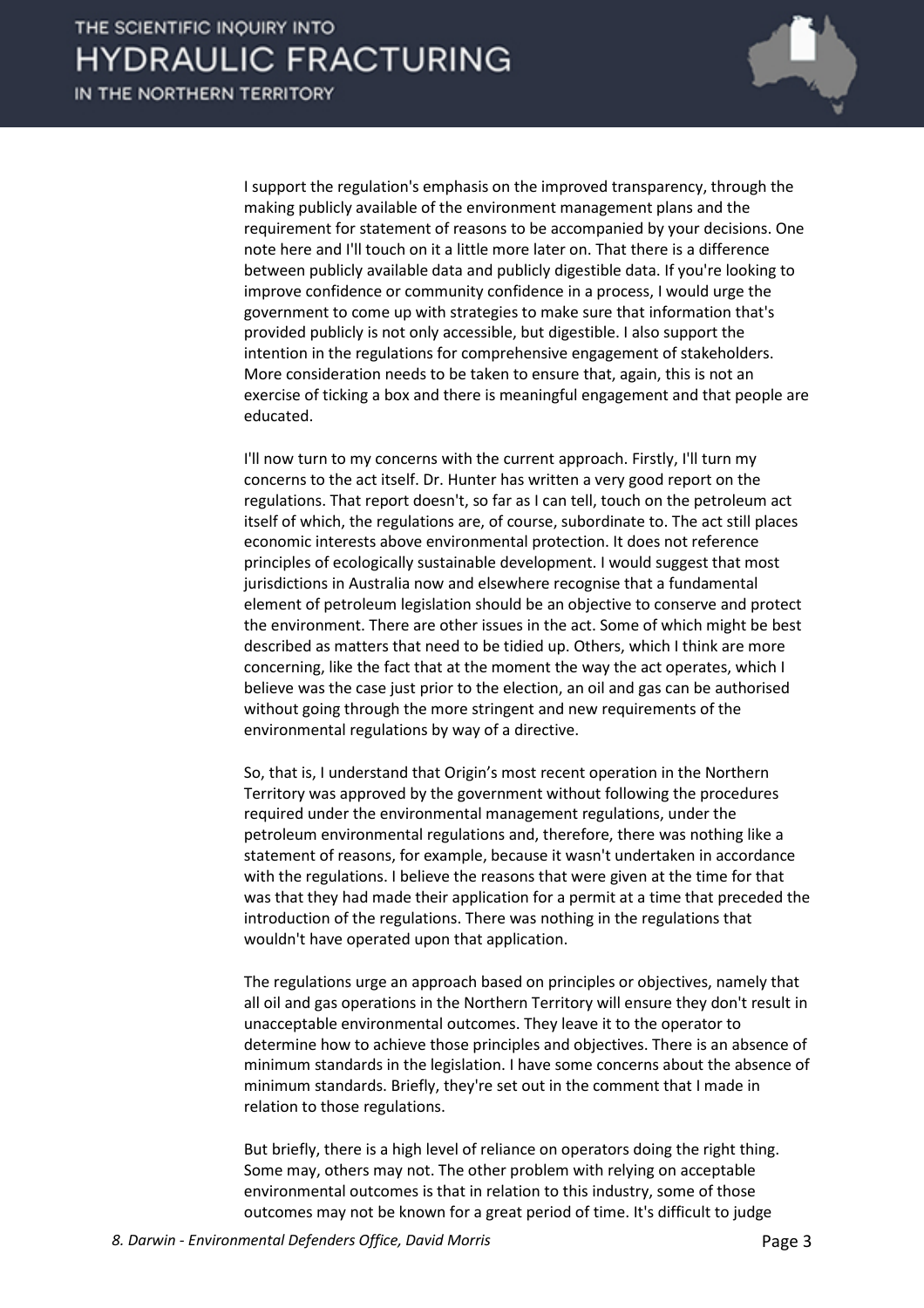I support the regulation's emphasis on the improved transparency, through the making publicly available of the environment management plans and the requirement for statement of reasons to be accompanied by your decisions. One note here and I'll touch on it a little more later on. That there is a difference between publicly available data and publicly digestible data. If you're looking to improve confidence or community confidence in a process, I would urge the government to come up with strategies to make sure that information that's provided publicly is not only accessible, but digestible. I also support the intention in the regulations for comprehensive engagement of stakeholders. More consideration needs to be taken to ensure that, again, this is not an exercise of ticking a box and there is meaningful engagement and that people are educated.

I'll now turn to my concerns with the current approach. Firstly, I'll turn my concerns to the act itself. Dr. Hunter has written a very good report on the regulations. That report doesn't, so far as I can tell, touch on the petroleum act itself of which, the regulations are, of course, subordinate to. The act still places economic interests above environmental protection. It does not reference principles of ecologically sustainable development. I would suggest that most jurisdictions in Australia now and elsewhere recognise that a fundamental element of petroleum legislation should be an objective to conserve and protect the environment. There are other issues in the act. Some of which might be best described as matters that need to be tidied up. Others, which I think are more concerning, like the fact that at the moment the way the act operates, which I believe was the case just prior to the election, an oil and gas can be authorised without going through the more stringent and new requirements of the environmental regulations by way of a directive.

So, that is, I understand that Origin's most recent operation in the Northern Territory was approved by the government without following the procedures required under the environmental management regulations, under the petroleum environmental regulations and, therefore, there was nothing like a statement of reasons, for example, because it wasn't undertaken in accordance with the regulations. I believe the reasons that were given at the time for that was that they had made their application for a permit at a time that preceded the introduction of the regulations. There was nothing in the regulations that wouldn't have operated upon that application.

The regulations urge an approach based on principles or objectives, namely that all oil and gas operations in the Northern Territory will ensure they don't result in unacceptable environmental outcomes. They leave it to the operator to determine how to achieve those principles and objectives. There is an absence of minimum standards in the legislation. I have some concerns about the absence of minimum standards. Briefly, they're set out in the comment that I made in relation to those regulations.

But briefly, there is a high level of reliance on operators doing the right thing. Some may, others may not. The other problem with relying on acceptable environmental outcomes is that in relation to this industry, some of those outcomes may not be known for a great period of time. It's difficult to judge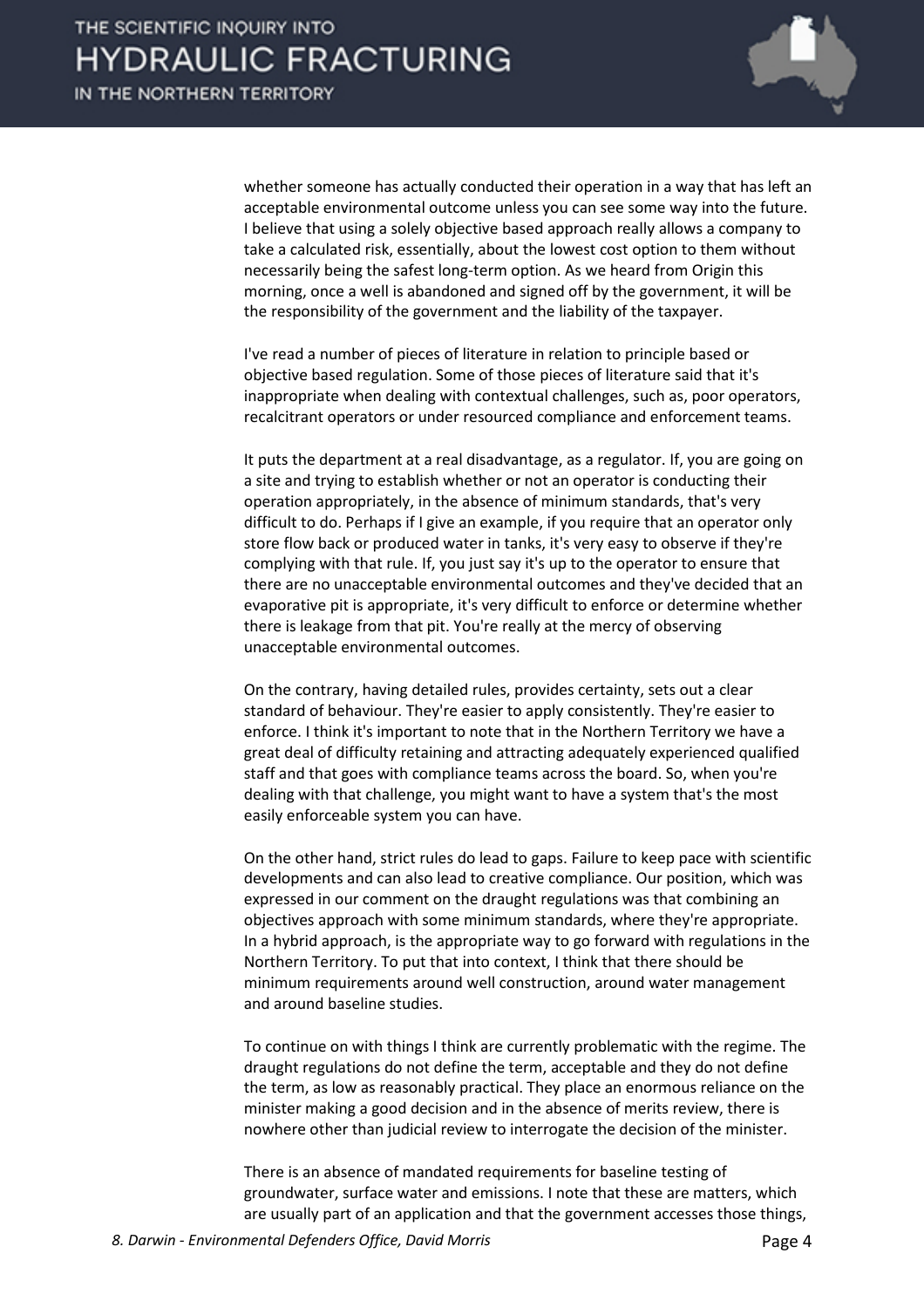whether someone has actually conducted their operation in a way that has left an acceptable environmental outcome unless you can see some way into the future. I believe that using a solely objective based approach really allows a company to take a calculated risk, essentially, about the lowest cost option to them without necessarily being the safest long-term option. As we heard from Origin this morning, once a well is abandoned and signed off by the government, it will be the responsibility of the government and the liability of the taxpayer.

I've read a number of pieces of literature in relation to principle based or objective based regulation. Some of those pieces of literature said that it's inappropriate when dealing with contextual challenges, such as, poor operators, recalcitrant operators or under resourced compliance and enforcement teams.

It puts the department at a real disadvantage, as a regulator. If, you are going on a site and trying to establish whether or not an operator is conducting their operation appropriately, in the absence of minimum standards, that's very difficult to do. Perhaps if I give an example, if you require that an operator only store flow back or produced water in tanks, it's very easy to observe if they're complying with that rule. If, you just say it's up to the operator to ensure that there are no unacceptable environmental outcomes and they've decided that an evaporative pit is appropriate, it's very difficult to enforce or determine whether there is leakage from that pit. You're really at the mercy of observing unacceptable environmental outcomes.

On the contrary, having detailed rules, provides certainty, sets out a clear standard of behaviour. They're easier to apply consistently. They're easier to enforce. I think it's important to note that in the Northern Territory we have a great deal of difficulty retaining and attracting adequately experienced qualified staff and that goes with compliance teams across the board. So, when you're dealing with that challenge, you might want to have a system that's the most easily enforceable system you can have.

On the other hand, strict rules do lead to gaps. Failure to keep pace with scientific developments and can also lead to creative compliance. Our position, which was expressed in our comment on the draught regulations was that combining an objectives approach with some minimum standards, where they're appropriate. In a hybrid approach, is the appropriate way to go forward with regulations in the Northern Territory. To put that into context, I think that there should be minimum requirements around well construction, around water management and around baseline studies.

To continue on with things I think are currently problematic with the regime. The draught regulations do not define the term, acceptable and they do not define the term, as low as reasonably practical. They place an enormous reliance on the minister making a good decision and in the absence of merits review, there is nowhere other than judicial review to interrogate the decision of the minister.

There is an absence of mandated requirements for baseline testing of groundwater, surface water and emissions. I note that these are matters, which are usually part of an application and that the government accesses those things,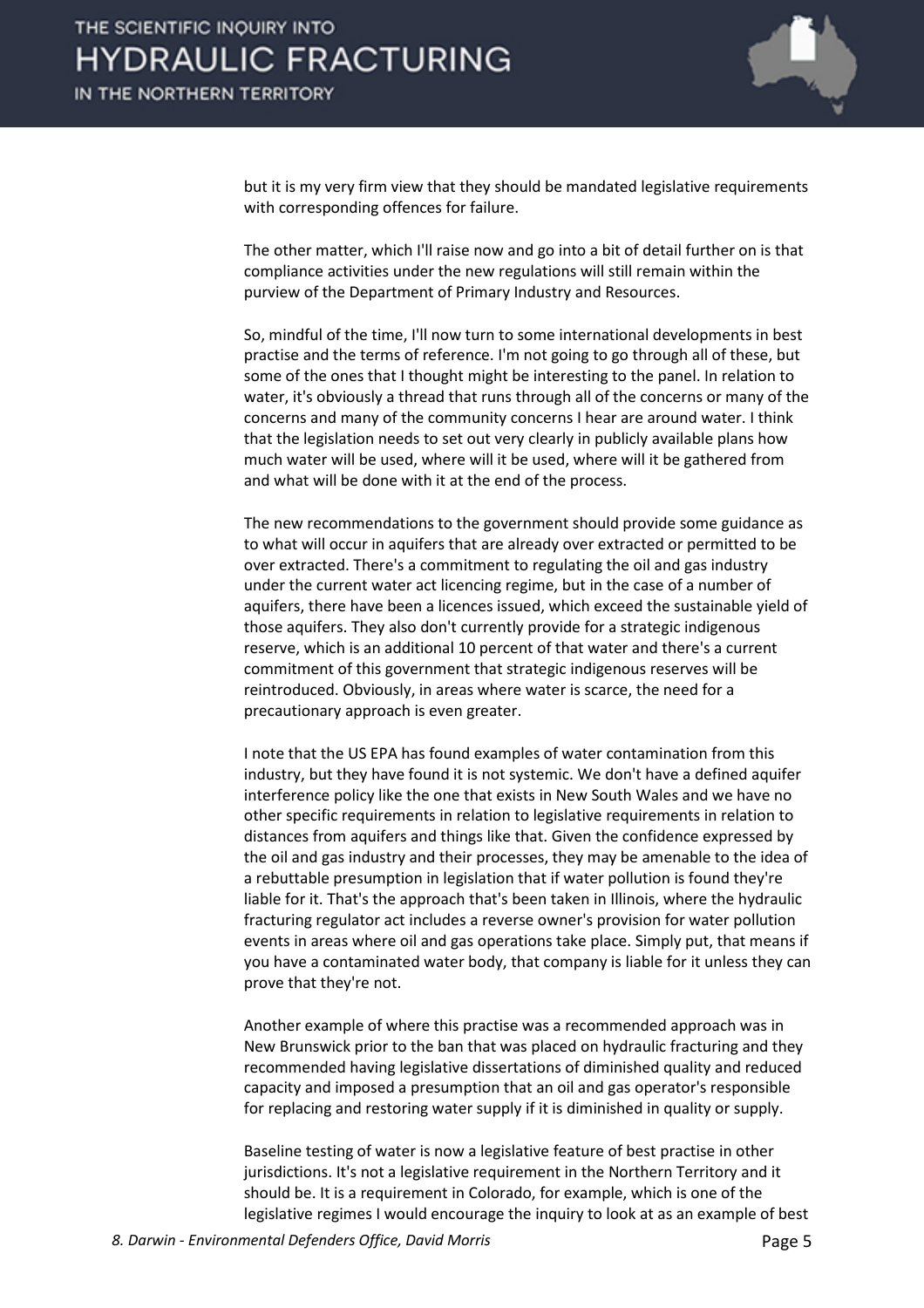but it is my very firm view that they should be mandated legislative requirements with corresponding offences for failure.

The other matter, which I'll raise now and go into a bit of detail further on is that compliance activities under the new regulations will still remain within the purview of the Department of Primary Industry and Resources.

So, mindful of the time, I'll now turn to some international developments in best practise and the terms of reference. I'm not going to go through all of these, but some of the ones that I thought might be interesting to the panel. In relation to water, it's obviously a thread that runs through all of the concerns or many of the concerns and many of the community concerns I hear are around water. I think that the legislation needs to set out very clearly in publicly available plans how much water will be used, where will it be used, where will it be gathered from and what will be done with it at the end of the process.

The new recommendations to the government should provide some guidance as to what will occur in aquifers that are already over extracted or permitted to be over extracted. There's a commitment to regulating the oil and gas industry under the current water act licencing regime, but in the case of a number of aquifers, there have been a licences issued, which exceed the sustainable yield of those aquifers. They also don't currently provide for a strategic indigenous reserve, which is an additional 10 percent of that water and there's a current commitment of this government that strategic indigenous reserves will be reintroduced. Obviously, in areas where water is scarce, the need for a precautionary approach is even greater.

I note that the US EPA has found examples of water contamination from this industry, but they have found it is not systemic. We don't have a defined aquifer interference policy like the one that exists in New South Wales and we have no other specific requirements in relation to legislative requirements in relation to distances from aquifers and things like that. Given the confidence expressed by the oil and gas industry and their processes, they may be amenable to the idea of a rebuttable presumption in legislation that if water pollution is found they're liable for it. That's the approach that's been taken in Illinois, where the hydraulic fracturing regulator act includes a reverse owner's provision for water pollution events in areas where oil and gas operations take place. Simply put, that means if you have a contaminated water body, that company is liable for it unless they can prove that they're not.

Another example of where this practise was a recommended approach was in New Brunswick prior to the ban that was placed on hydraulic fracturing and they recommended having legislative dissertations of diminished quality and reduced capacity and imposed a presumption that an oil and gas operator's responsible for replacing and restoring water supply if it is diminished in quality or supply.

Baseline testing of water is now a legislative feature of best practise in other jurisdictions. It's not a legislative requirement in the Northern Territory and it should be. It is a requirement in Colorado, for example, which is one of the legislative regimes I would encourage the inquiry to look at as an example of best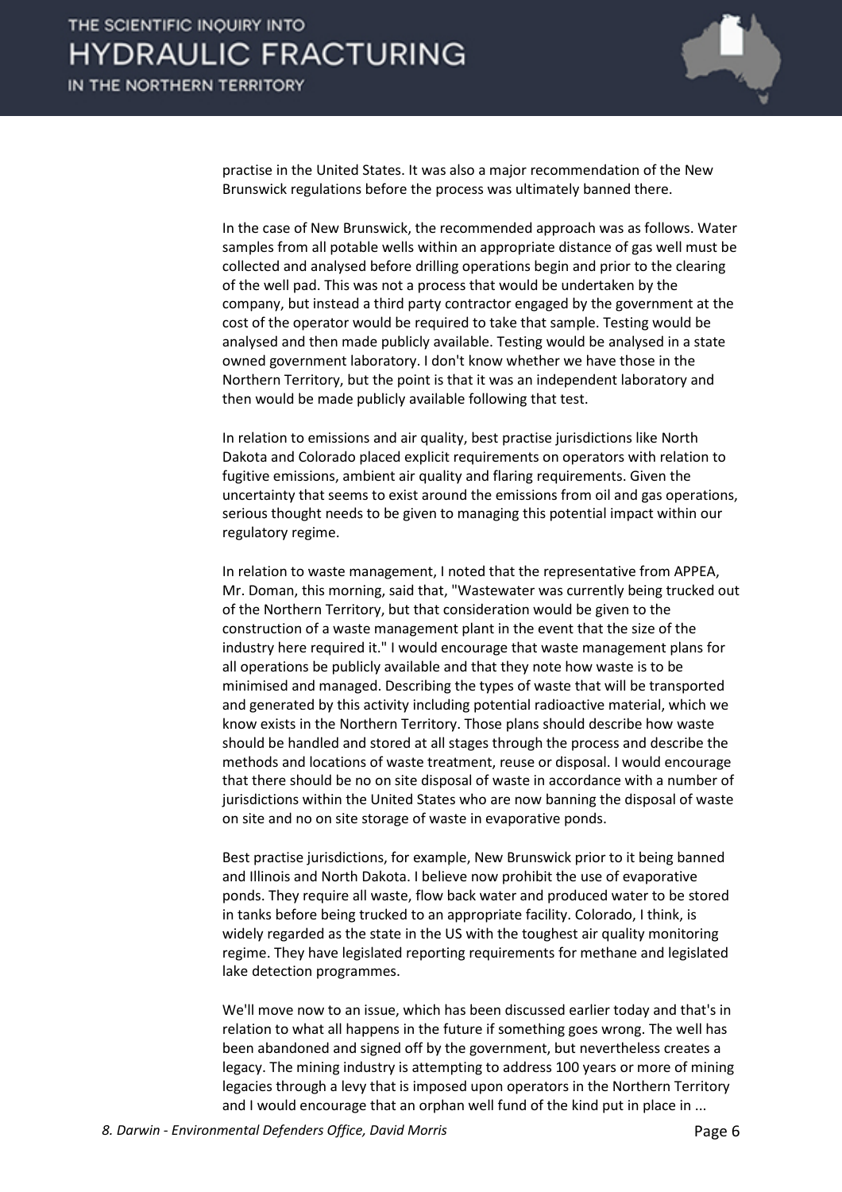practise in the United States. It was also a major recommendation of the New Brunswick regulations before the process was ultimately banned there.

In the case of New Brunswick, the recommended approach was as follows. Water samples from all potable wells within an appropriate distance of gas well must be collected and analysed before drilling operations begin and prior to the clearing of the well pad. This was not a process that would be undertaken by the company, but instead a third party contractor engaged by the government at the cost of the operator would be required to take that sample. Testing would be analysed and then made publicly available. Testing would be analysed in a state owned government laboratory. I don't know whether we have those in the Northern Territory, but the point is that it was an independent laboratory and then would be made publicly available following that test.

In relation to emissions and air quality, best practise jurisdictions like North Dakota and Colorado placed explicit requirements on operators with relation to fugitive emissions, ambient air quality and flaring requirements. Given the uncertainty that seems to exist around the emissions from oil and gas operations, serious thought needs to be given to managing this potential impact within our regulatory regime.

In relation to waste management, I noted that the representative from APPEA, Mr. Doman, this morning, said that, "Wastewater was currently being trucked out of the Northern Territory, but that consideration would be given to the construction of a waste management plant in the event that the size of the industry here required it." I would encourage that waste management plans for all operations be publicly available and that they note how waste is to be minimised and managed. Describing the types of waste that will be transported and generated by this activity including potential radioactive material, which we know exists in the Northern Territory. Those plans should describe how waste should be handled and stored at all stages through the process and describe the methods and locations of waste treatment, reuse or disposal. I would encourage that there should be no on site disposal of waste in accordance with a number of jurisdictions within the United States who are now banning the disposal of waste on site and no on site storage of waste in evaporative ponds.

Best practise jurisdictions, for example, New Brunswick prior to it being banned and Illinois and North Dakota. I believe now prohibit the use of evaporative ponds. They require all waste, flow back water and produced water to be stored in tanks before being trucked to an appropriate facility. Colorado, I think, is widely regarded as the state in the US with the toughest air quality monitoring regime. They have legislated reporting requirements for methane and legislated lake detection programmes.

We'll move now to an issue, which has been discussed earlier today and that's in relation to what all happens in the future if something goes wrong. The well has been abandoned and signed off by the government, but nevertheless creates a legacy. The mining industry is attempting to address 100 years or more of mining legacies through a levy that is imposed upon operators in the Northern Territory and I would encourage that an orphan well fund of the kind put in place in ...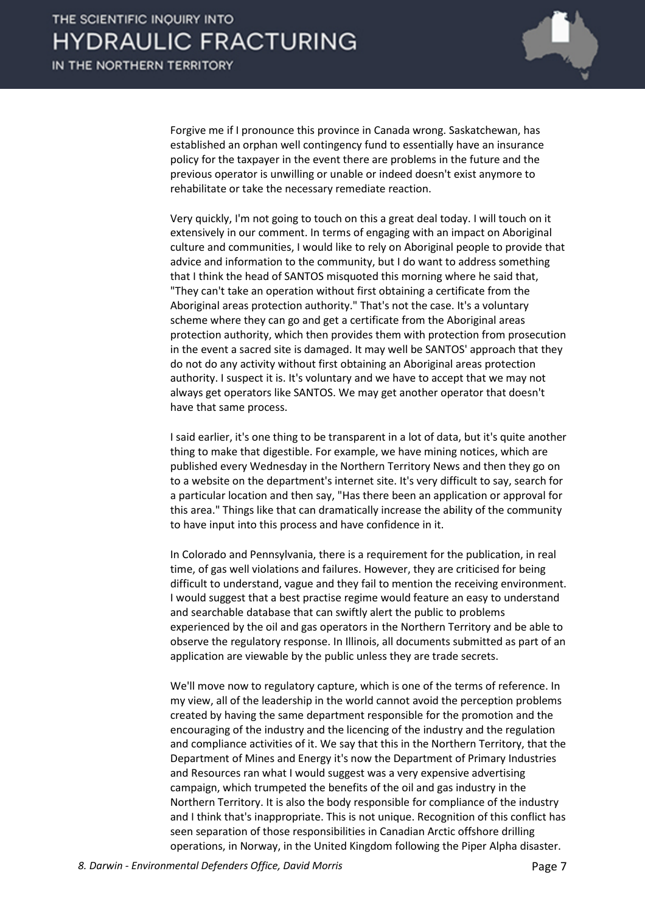Forgive me if I pronounce this province in Canada wrong. Saskatchewan, has established an orphan well contingency fund to essentially have an insurance policy for the taxpayer in the event there are problems in the future and the previous operator is unwilling or unable or indeed doesn't exist anymore to rehabilitate or take the necessary remediate reaction.

Very quickly, I'm not going to touch on this a great deal today. I will touch on it extensively in our comment. In terms of engaging with an impact on Aboriginal culture and communities, I would like to rely on Aboriginal people to provide that advice and information to the community, but I do want to address something that I think the head of SANTOS misquoted this morning where he said that, "They can't take an operation without first obtaining a certificate from the Aboriginal areas protection authority." That's not the case. It's a voluntary scheme where they can go and get a certificate from the Aboriginal areas protection authority, which then provides them with protection from prosecution in the event a sacred site is damaged. It may well be SANTOS' approach that they do not do any activity without first obtaining an Aboriginal areas protection authority. I suspect it is. It's voluntary and we have to accept that we may not always get operators like SANTOS. We may get another operator that doesn't have that same process.

I said earlier, it's one thing to be transparent in a lot of data, but it's quite another thing to make that digestible. For example, we have mining notices, which are published every Wednesday in the Northern Territory News and then they go on to a website on the department's internet site. It's very difficult to say, search for a particular location and then say, "Has there been an application or approval for this area." Things like that can dramatically increase the ability of the community to have input into this process and have confidence in it.

In Colorado and Pennsylvania, there is a requirement for the publication, in real time, of gas well violations and failures. However, they are criticised for being difficult to understand, vague and they fail to mention the receiving environment. I would suggest that a best practise regime would feature an easy to understand and searchable database that can swiftly alert the public to problems experienced by the oil and gas operators in the Northern Territory and be able to observe the regulatory response. In Illinois, all documents submitted as part of an application are viewable by the public unless they are trade secrets.

We'll move now to regulatory capture, which is one of the terms of reference. In my view, all of the leadership in the world cannot avoid the perception problems created by having the same department responsible for the promotion and the encouraging of the industry and the licencing of the industry and the regulation and compliance activities of it. We say that this in the Northern Territory, that the Department of Mines and Energy it's now the Department of Primary Industries and Resources ran what I would suggest was a very expensive advertising campaign, which trumpeted the benefits of the oil and gas industry in the Northern Territory. It is also the body responsible for compliance of the industry and I think that's inappropriate. This is not unique. Recognition of this conflict has seen separation of those responsibilities in Canadian Arctic offshore drilling operations, in Norway, in the United Kingdom following the Piper Alpha disaster.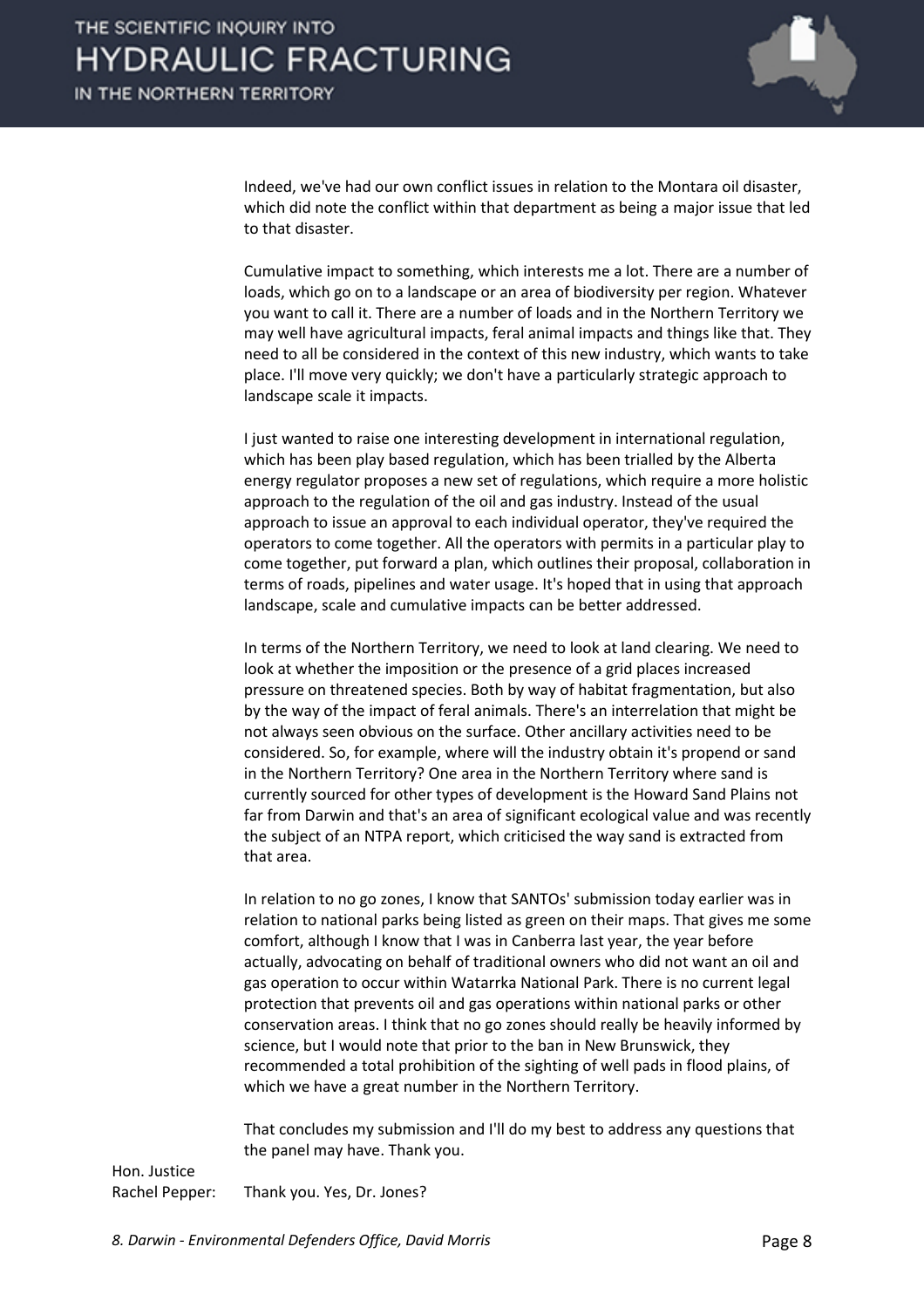Indeed, we've had our own conflict issues in relation to the Montara oil disaster, which did note the conflict within that department as being a major issue that led to that disaster.

Cumulative impact to something, which interests me a lot. There are a number of loads, which go on to a landscape or an area of biodiversity per region. Whatever you want to call it. There are a number of loads and in the Northern Territory we may well have agricultural impacts, feral animal impacts and things like that. They need to all be considered in the context of this new industry, which wants to take place. I'll move very quickly; we don't have a particularly strategic approach to landscape scale it impacts.

I just wanted to raise one interesting development in international regulation, which has been play based regulation, which has been trialled by the Alberta energy regulator proposes a new set of regulations, which require a more holistic approach to the regulation of the oil and gas industry. Instead of the usual approach to issue an approval to each individual operator, they've required the operators to come together. All the operators with permits in a particular play to come together, put forward a plan, which outlines their proposal, collaboration in terms of roads, pipelines and water usage. It's hoped that in using that approach landscape, scale and cumulative impacts can be better addressed.

In terms of the Northern Territory, we need to look at land clearing. We need to look at whether the imposition or the presence of a grid places increased pressure on threatened species. Both by way of habitat fragmentation, but also by the way of the impact of feral animals. There's an interrelation that might be not always seen obvious on the surface. Other ancillary activities need to be considered. So, for example, where will the industry obtain it's propend or sand in the Northern Territory? One area in the Northern Territory where sand is currently sourced for other types of development is the Howard Sand Plains not far from Darwin and that's an area of significant ecological value and was recently the subject of an NTPA report, which criticised the way sand is extracted from that area.

In relation to no go zones, I know that SANTOs' submission today earlier was in relation to national parks being listed as green on their maps. That gives me some comfort, although I know that I was in Canberra last year, the year before actually, advocating on behalf of traditional owners who did not want an oil and gas operation to occur within Watarrka National Park. There is no current legal protection that prevents oil and gas operations within national parks or other conservation areas. I think that no go zones should really be heavily informed by science, but I would note that prior to the ban in New Brunswick, they recommended a total prohibition of the sighting of well pads in flood plains, of which we have a great number in the Northern Territory.

That concludes my submission and I'll do my best to address any questions that the panel may have. Thank you.

Hon. Justice Rachel Pepper: Thank you. Yes, Dr. Jones?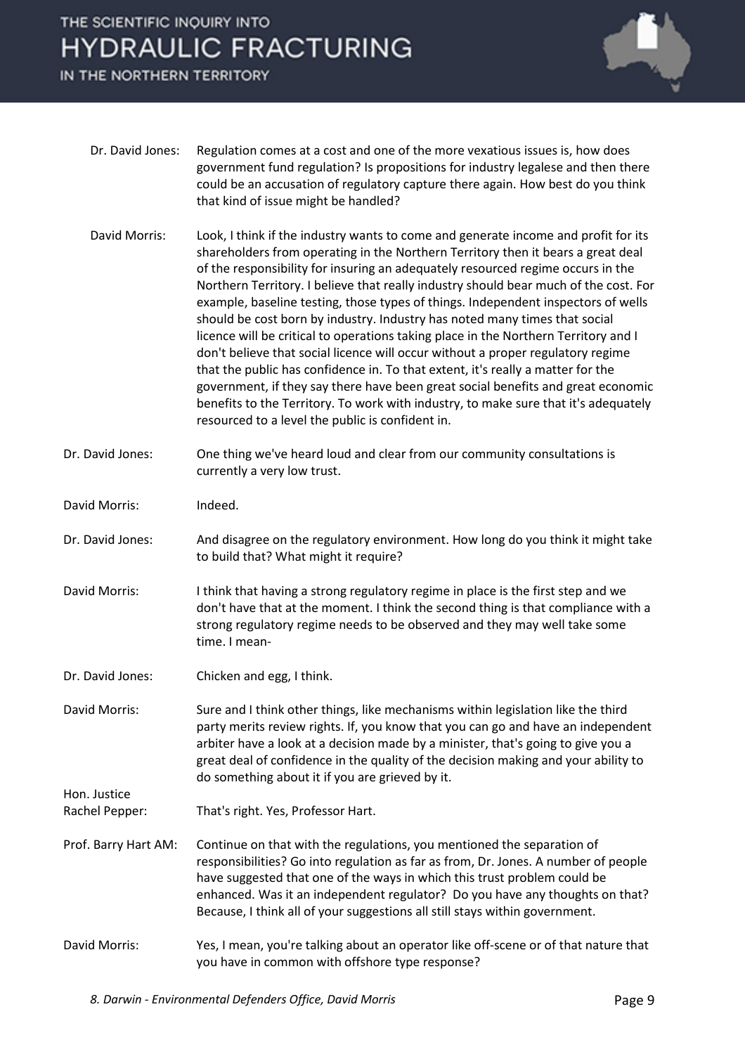Dr. David Jones: Regulation comes at a cost and one of the more vexatious issues is, how does government fund regulation? Is propositions for industry legalese and then there could be an accusation of regulatory capture there again. How best do you think that kind of issue might be handled?

David Morris: Look, I think if the industry wants to come and generate income and profit for its shareholders from operating in the Northern Territory then it bears a great deal of the responsibility for insuring an adequately resourced regime occurs in the Northern Territory. I believe that really industry should bear much of the cost. For example, baseline testing, those types of things. Independent inspectors of wells should be cost born by industry. Industry has noted many times that social licence will be critical to operations taking place in the Northern Territory and I don't believe that social licence will occur without a proper regulatory regime that the public has confidence in. To that extent, it's really a matter for the government, if they say there have been great social benefits and great economic benefits to the Territory. To work with industry, to make sure that it's adequately resourced to a level the public is confident in.

Dr. David Jones: One thing we've heard loud and clear from our community consultations is currently a very low trust.

David Morris: Indeed.

Dr. David Jones: And disagree on the regulatory environment. How long do you think it might take to build that? What might it require?

David Morris: I think that having a strong regulatory regime in place is the first step and we don't have that at the moment. I think the second thing is that compliance with a strong regulatory regime needs to be observed and they may well take some time. I mean-

Dr. David Jones: Chicken and egg, I think.

David Morris: Sure and I think other things, like mechanisms within legislation like the third party merits review rights. If, you know that you can go and have an independent arbiter have a look at a decision made by a minister, that's going to give you a great deal of confidence in the quality of the decision making and your ability to do something about it if you are grieved by it.

Hon. Justice Rachel Pepper: That's right. Yes, Professor Hart.

Prof. Barry Hart AM: Continue on that with the regulations, you mentioned the separation of responsibilities? Go into regulation as far as from, Dr. Jones. A number of people have suggested that one of the ways in which this trust problem could be enhanced. Was it an independent regulator? Do you have any thoughts on that? Because, I think all of your suggestions all still stays within government.

David Morris: Yes, I mean, you're talking about an operator like off-scene or of that nature that you have in common with offshore type response?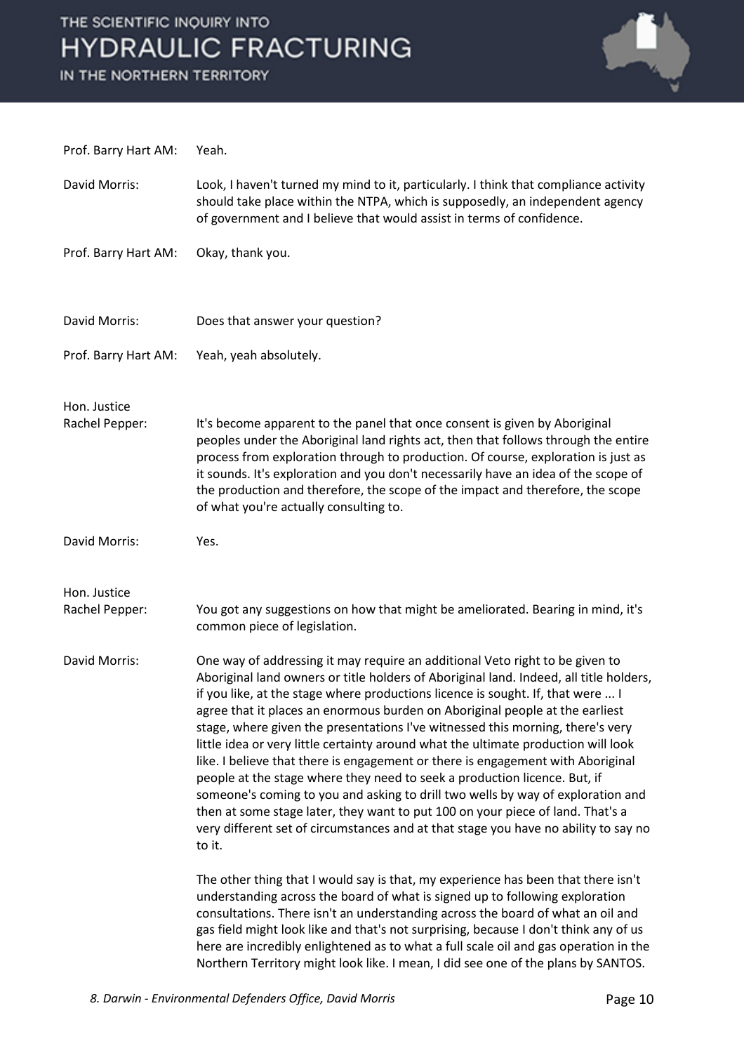Prof. Barry Hart AM: Yeah.

David Morris: Look, I haven't turned my mind to it, particularly. I think that compliance activity should take place within the NTPA, which is supposedly, an independent agency of government and I believe that would assist in terms of confidence.

Prof. Barry Hart AM: Okay, thank you.

David Morris: Does that answer your question?

Prof. Barry Hart AM: Yeah, yeah absolutely.

Hon. Justice Rachel Pepper: It's become apparent to the panel that once consent is given by Aboriginal peoples under the Aboriginal land rights act, then that follows through the entire process from exploration through to production. Of course, exploration is just as it sounds. It's exploration and you don't necessarily have an idea of the scope of the production and therefore, the scope of the impact and therefore, the scope of what you're actually consulting to.

David Morris: Yes.

Hon. Justice Rachel Pepper: You got any suggestions on how that might be ameliorated. Bearing in mind, it's common piece of legislation.

David Morris: One way of addressing it may require an additional Veto right to be given to Aboriginal land owners or title holders of Aboriginal land. Indeed, all title holders, if you like, at the stage where productions licence is sought. If, that were ... I agree that it places an enormous burden on Aboriginal people at the earliest stage, where given the presentations I've witnessed this morning, there's very little idea or very little certainty around what the ultimate production will look like. I believe that there is engagement or there is engagement with Aboriginal people at the stage where they need to seek a production licence. But, if someone's coming to you and asking to drill two wells by way of exploration and then at some stage later, they want to put 100 on your piece of land. That's a very different set of circumstances and at that stage you have no ability to say no to it.

The other thing that I would say is that, my experience has been that there isn't understanding across the board of what is signed up to following exploration consultations. There isn't an understanding across the board of what an oil and gas field might look like and that's not surprising, because I don't think any of us here are incredibly enlightened as to what a full scale oil and gas operation in the Northern Territory might look like. I mean, I did see one of the plans by SANTOS.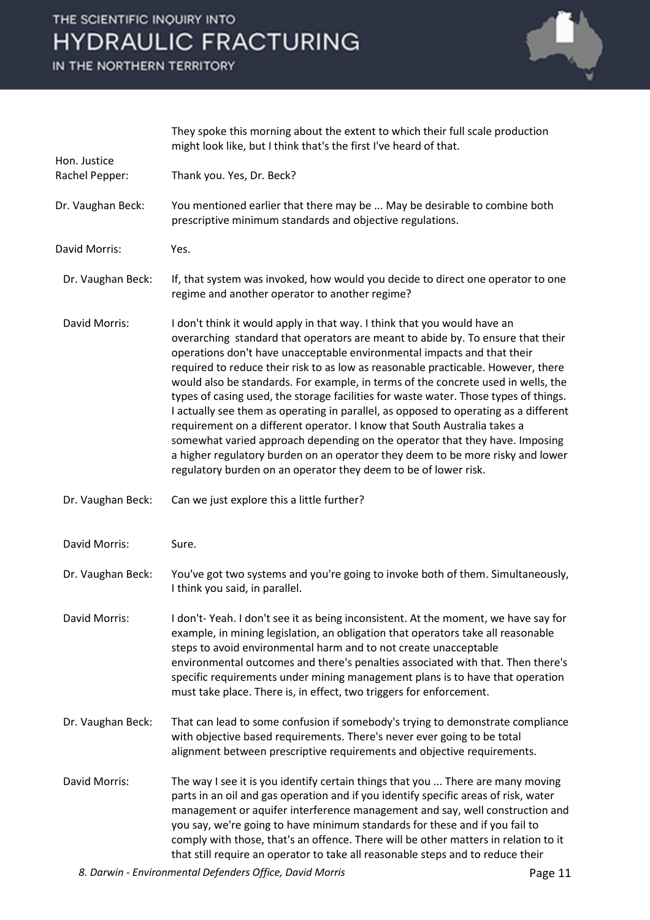They spoke this morning about the extent to which their full scale production might look like, but I think that's the first I've heard of that.

**Hon. Justice Rachel Pepper:** Thank you. Yes, Dr. Beck?

**Dr. Vaughan Beck:** You mentioned earlier that there may be ... May be desirable to combine both prescriptive minimum standards and objective regulations.

**David Morris:** Yes.

**Dr. Vaughan Beck:** If, that system was invoked, how would you decide to direct one operator to one regime and another operator to another regime?

**David Morris:** I don't think it would apply in that way. I think that you would have an overarching standard that operators are meant to abide by. To ensure that their operations don't have unacceptable environmental impacts and that their required to reduce their risk to as low as reasonable practicable. However, there would also be standards. For example, in terms of the concrete used in wells, the types of casing used, the storage facilities for waste water. Those types of things. I actually see them as operating in parallel, as opposed to operating as a different requirement on a different operator. I know that South Australia takes a somewhat varied approach depending on the operator that they have. Imposing a higher regulatory burden on an operator they deem to be more risky and lower regulatory burden on an operator they deem to be of lower risk.

**Dr. Vaughan Beck:** Can we just explore this a little further?

**David Morris:** Sure.

**Dr. Vaughan Beck:** You've got two systems and you're going to invoke both of them. Simultaneously, I think you said, in parallel.

**David Morris:** I don't- Yeah. I don't see it as being inconsistent. At the moment, we have say for example, in mining legislation, an obligation that operators take all reasonable steps to avoid environmental harm and to not create unacceptable environmental outcomes and there's penalties associated with that. Then there's specific requirements under mining management plans is to have that operation must take place. There is, in effect, two triggers for enforcement.

**Dr. Vaughan Beck:** That can lead to some confusion if somebody's trying to demonstrate compliance with objective based requirements. There's never ever going to be total alignment between prescriptive requirements and objective requirements.

**David Morris:** The way I see it is you identify certain things that you ... There are many moving parts in an oil and gas operation and if you identify specific areas of risk, water management or aquifer interference management and say, well construction and you say, we're going to have minimum standards for these and if you fail to comply with those, that's an offence. There will be other matters in relation to it that still require an operator to take all reasonable steps and to reduce their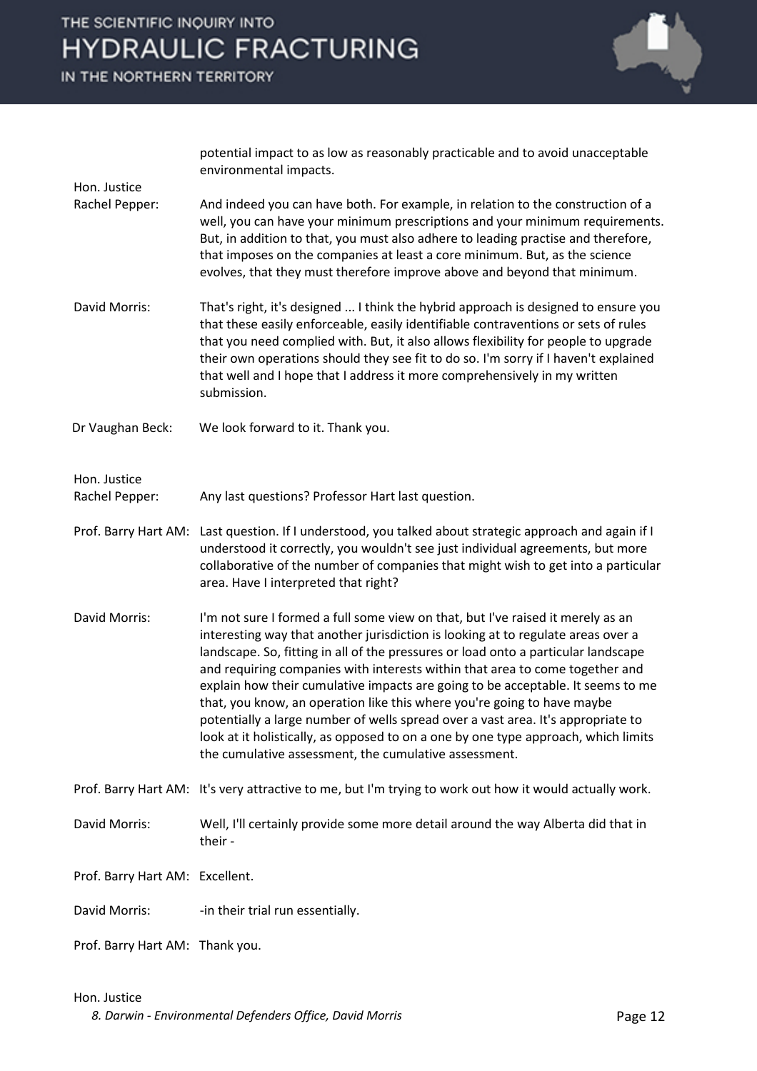potential impact to as low as reasonably practicable and to avoid unacceptable environmental impacts.

**Hon. Justice Rachel Pepper:** And indeed you can have both. For example, in relation to the construction of a well, you can have your minimum prescriptions and your minimum requirements. But, in addition to that, you must also adhere to leading practise and therefore, that imposes on the companies at least a core minimum. But, as the science evolves, that they must therefore improve above and beyond that minimum.

**David Morris:** That's right, it's designed ... I think the hybrid approach is designed to ensure you that these easily enforceable, easily identifiable contraventions or sets of rules that you need complied with. But, it also allows flexibility for people to upgrade their own operations should they see fit to do so. I'm sorry if I haven't explained that well and I hope that I address it more comprehensively in my written submission.

**Dr Vaughan Beck:** We look forward to it. Thank you.

**Hon. Justice Rachel Pepper:** Any last questions? Professor Hart last question.

**Prof. Barry Hart AM:** Last question. If I understood, you talked about strategic approach and again if I understood it correctly, you wouldn't see just individual agreements, but more collaborative of the number of companies that might wish to get into a particular area. Have I interpreted that right?

**David Morris:** I'm not sure I formed a full some view on that, but I've raised it merely as an interesting way that another jurisdiction is looking at to regulate areas over a landscape. So, fitting in all of the pressures or load onto a particular landscape and requiring companies with interests within that area to come together and explain how their cumulative impacts are going to be acceptable. It seems to me that, you know, an operation like this where you're going to have maybe potentially a large number of wells spread over a vast area. It's appropriate to look at it holistically, as opposed to on a one by one type approach, which limits the cumulative assessment, the cumulative assessment.

**Prof. Barry Hart AM:** It's very attractive to me, but I'm trying to work out how it would actually work.

**David Morris:** Well, I'll certainly provide some more detail around the way Alberta did that in their -

**Prof. Barry Hart AM:** Excellent.

**David Morris:** -in their trial run essentially.

**Prof. Barry Hart AM:** Thank you.

**Hon. Justice**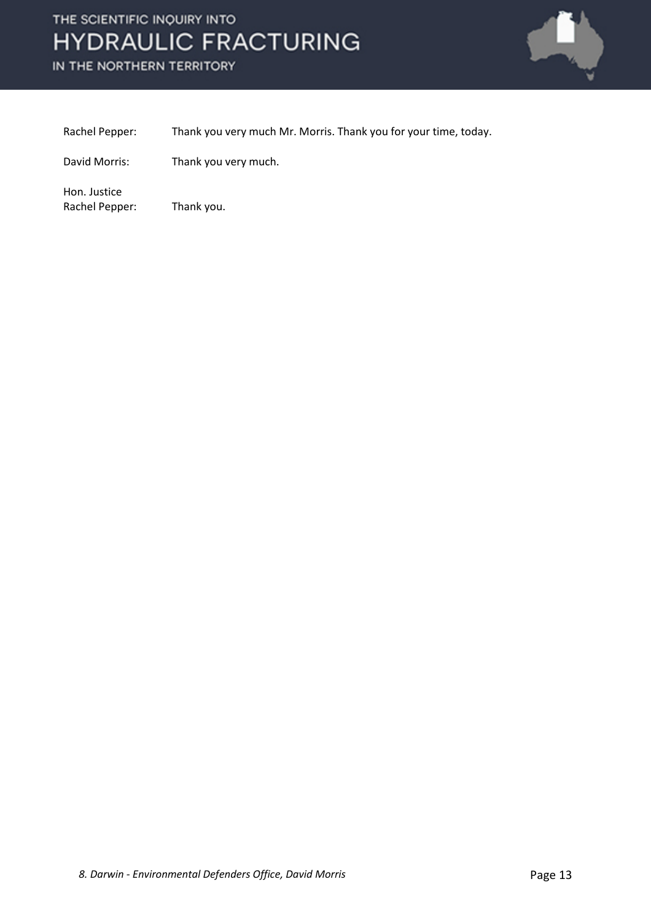Rachel Pepper: Thank you very much Mr. Morris. Thank you for your time, today.

David Morris: Thank you very much.

Hon. Justice Rachel Pepper: Thank you.